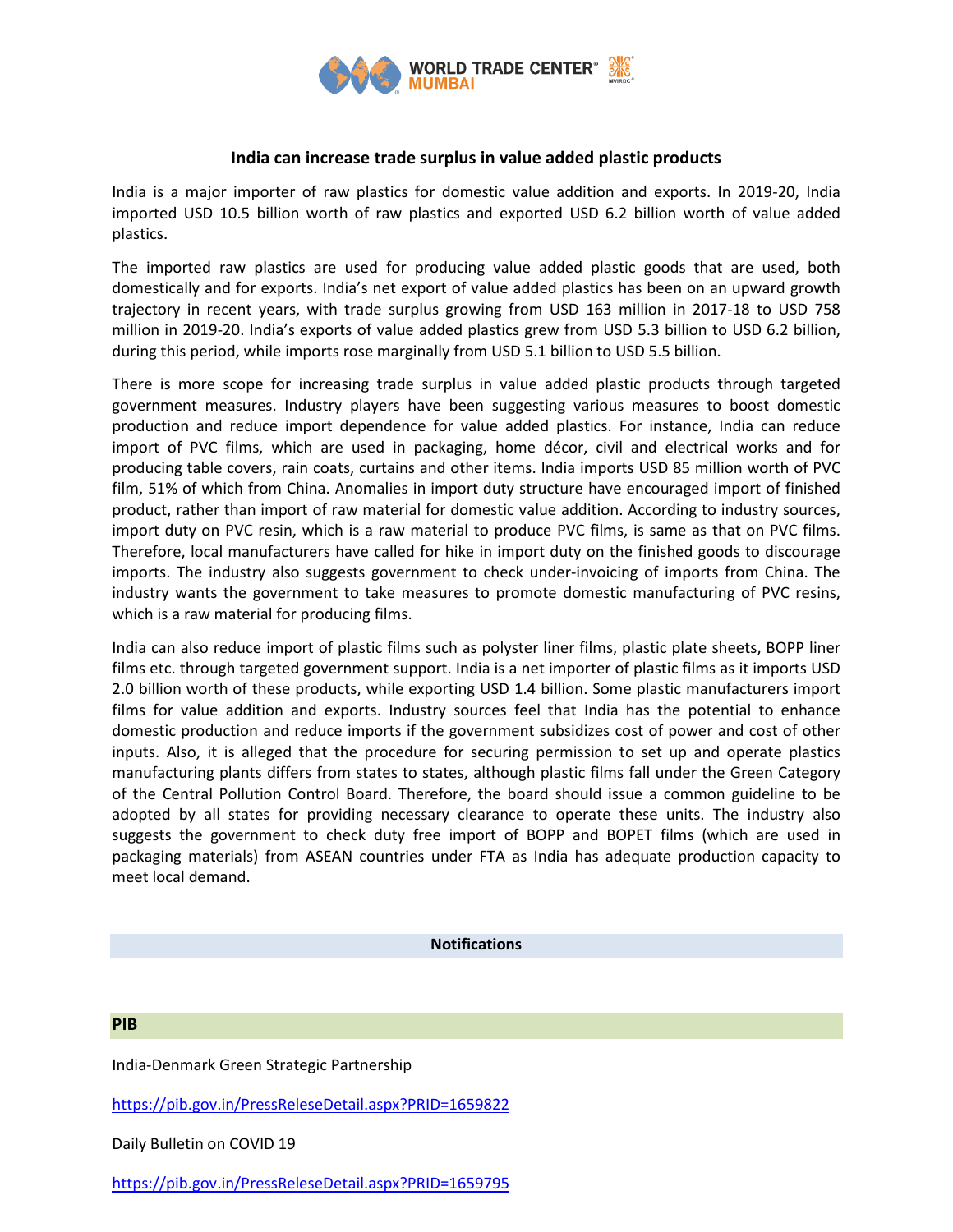## India can increase trade surplus in value added plastic products

India is a major importer of raw plastics for domestic value addition and exports. In 2019-20, India imported USD 10.5 billion worth of raw plastics and exported USD 6.2 billion worth of value added plastics.

The imported raw plastics are used for producing value added plastic goods that are used, both domestically and for exports. India's net export of value added plastics has been on an upward growth trajectory in recent years, with trade surplus growing from USD 163 million in 2017-18 to USD 758 million in 2019-20. India's exports of value added plastics grew from USD 5.3 billion to USD 6.2 billion, during this period, while imports rose marginally from USD 5.1 billion to USD 5.5 billion.

There is more scope for increasing trade surplus in value added plastic products through targeted government measures. Industry players have been suggesting various measures to boost domestic production and reduce import dependence for value added plastics. For instance, India can reduce import of PVC films, which are used in packaging, home décor, civil and electrical works and for producing table covers, rain coats, curtains and other items. India imports USD 85 million worth of PVC film, 51% of which from China. Anomalies in import duty structure have encouraged import of finished product, rather than import of raw material for domestic value addition. According to industry sources, import duty on PVC resin, which is a raw material to produce PVC films, is same as that on PVC films. Therefore, local manufacturers have called for hike in import duty on the finished goods to discourage imports. The industry also suggests government to check under-invoicing of imports from China. The industry wants the government to take measures to promote domestic manufacturing of PVC resins, which is a raw material for producing films.

India can also reduce import of plastic films such as polyster liner films, plastic plate sheets, BOPP liner films etc. through targeted government support. India is a net importer of plastic films as it imports USD 2.0 billion worth of these products, while exporting USD 1.4 billion. Some plastic manufacturers import films for value addition and exports. Industry sources feel that India has the potential to enhance domestic production and reduce imports if the government subsidizes cost of power and cost of other inputs. Also, it is alleged that the procedure for securing permission to set up and operate plastics manufacturing plants differs from states to states, although plastic films fall under the Green Category of the Central Pollution Control Board. Therefore, the board should issue a common guideline to be adopted by all states for providing necessary clearance to operate these units. The industry also suggests the government to check duty free import of BOPP and BOPET films (which are used in packaging materials) from ASEAN countries under FTA as India has adequate production capacity to meet local demand.

## Notifications

### PIB

India-Denmark Green Strategic Partnership

https://pib.gov.in/PressReleseDetail.aspx?PRID=1659822

Daily Bulletin on COVID 19

https://pib.gov.in/PressReleseDetail.aspx?PRID=1659795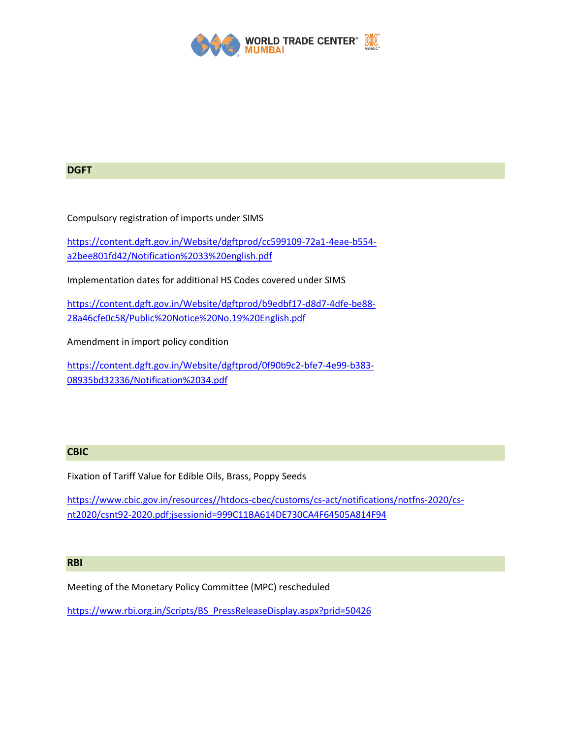## DGFT

Compulsory registration of imports under SIMS

https://content.dgft.gov.in/Website/dgftprod/cc599109-72a1-4eae-b554-a2bee801fd42/Notification%2033%20english.pdf

Implementation dates for additional HS Codes covered under SIMS

https://content.dgft.gov.in/Website/dgftprod/b9edbf17-d8d7-4dfe-be88-28a46cfe0c58/Public%20Notice%20No.19%20English.pdf

Amendment in import policy condition

https://content.dgft.gov.in/Website/dgftprod/0f90b9c2-bfe7-4e99-b383-08935bd32336/Notification%2034.pdf

## CBIC

Fixation of Tariff Value for Edible Oils, Brass, Poppy Seeds

https://www.cbic.gov.in/resources//htdocs-cbec/customs/cs-act/notifications/notfns-2020/cs-nt2020/csnt92-2020.pdf;jsessionid=999C11BA614DE730CA4F64505A814F94

## RBI

Meeting of the Monetary Policy Committee (MPC) rescheduled

https://www.rbi.org.in/Scripts/BS_PressReleaseDisplay.aspx?prid=50426